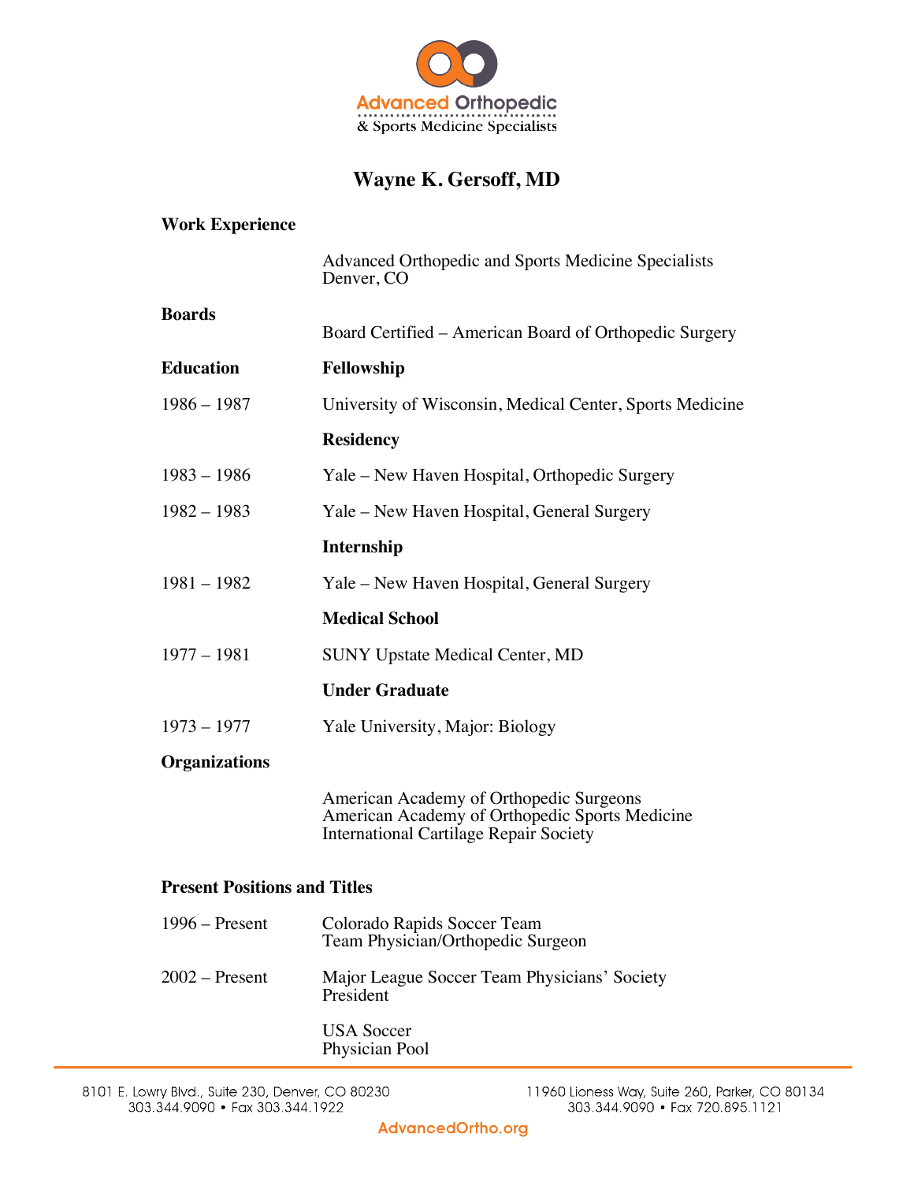Advanced Orthopedic & Sports Medicine Specialists

# Wayne K. Gersoff, MD

## Work Experience

Advanced Orthopedic and Sports Medicine Specialists
Denver, CO

## Boards

Board Certified – American Board of Orthopedic Surgery

## Education

### Fellowship

1986 – 1987 University of Wisconsin, Medical Center, Sports Medicine

### Residency

1983 – 1986 Yale – New Haven Hospital, Orthopedic Surgery

1982 – 1983 Yale – New Haven Hospital, General Surgery

### Internship

1981 – 1982 Yale – New Haven Hospital, General Surgery

### Medical School

1977 – 1981 SUNY Upstate Medical Center, MD

### Under Graduate

1973 – 1977 Yale University, Major: Biology

## Organizations

American Academy of Orthopedic Surgeons
American Academy of Orthopedic Sports Medicine
International Cartilage Repair Society

## Present Positions and Titles

1996 – Present Colorado Rapids Soccer Team
Team Physician/Orthopedic Surgeon

2002 – Present Major League Soccer Team Physicians' Society
President

USA Soccer
Physician Pool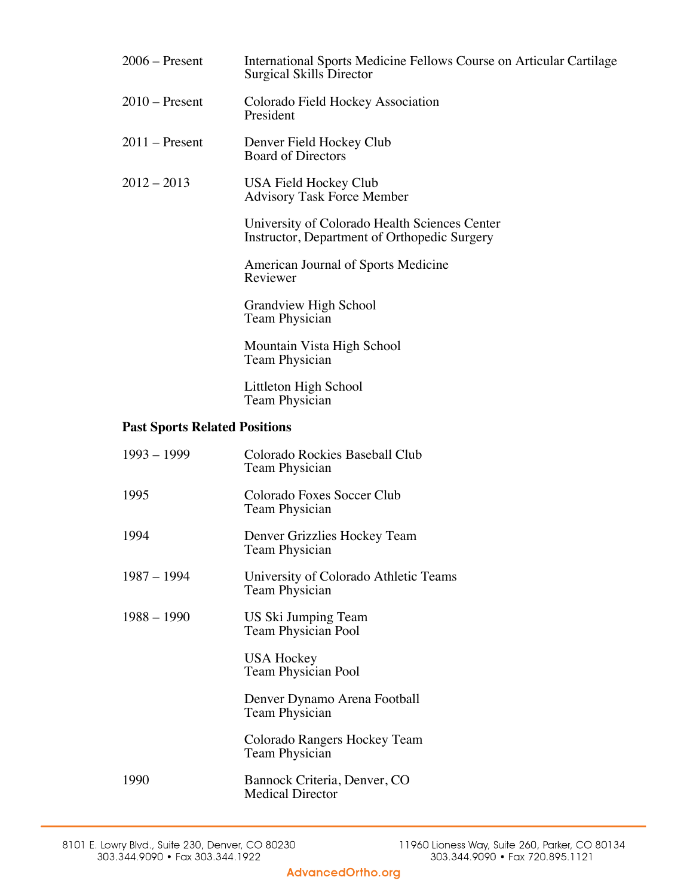| | |
|---|---|
| 2006 – Present | International Sports Medicine Fellows Course on Articular Cartilage<br>Surgical Skills Director |
| 2010 – Present | Colorado Field Hockey Association<br>President |
| 2011 – Present | Denver Field Hockey Club<br>Board of Directors |
| 2012 – 2013 | USA Field Hockey Club<br>Advisory Task Force Member |
| | University of Colorado Health Sciences Center<br>Instructor, Department of Orthopedic Surgery |
| | American Journal of Sports Medicine<br>Reviewer |
| | Grandview High School<br>Team Physician |
| | Mountain Vista High School<br>Team Physician |
| | Littleton High School<br>Team Physician |

**Past Sports Related Positions**

| | |
|---|---|
| 1993 – 1999 | Colorado Rockies Baseball Club<br>Team Physician |
| 1995 | Colorado Foxes Soccer Club<br>Team Physician |
| 1994 | Denver Grizzlies Hockey Team<br>Team Physician |
| 1987 – 1994 | University of Colorado Athletic Teams<br>Team Physician |
| 1988 – 1990 | US Ski Jumping Team<br>Team Physician Pool |
| | USA Hockey<br>Team Physician Pool |
| | Denver Dynamo Arena Football<br>Team Physician |
| | Colorado Rangers Hockey Team<br>Team Physician |
| 1990 | Bannock Criteria, Denver, CO<br>Medical Director |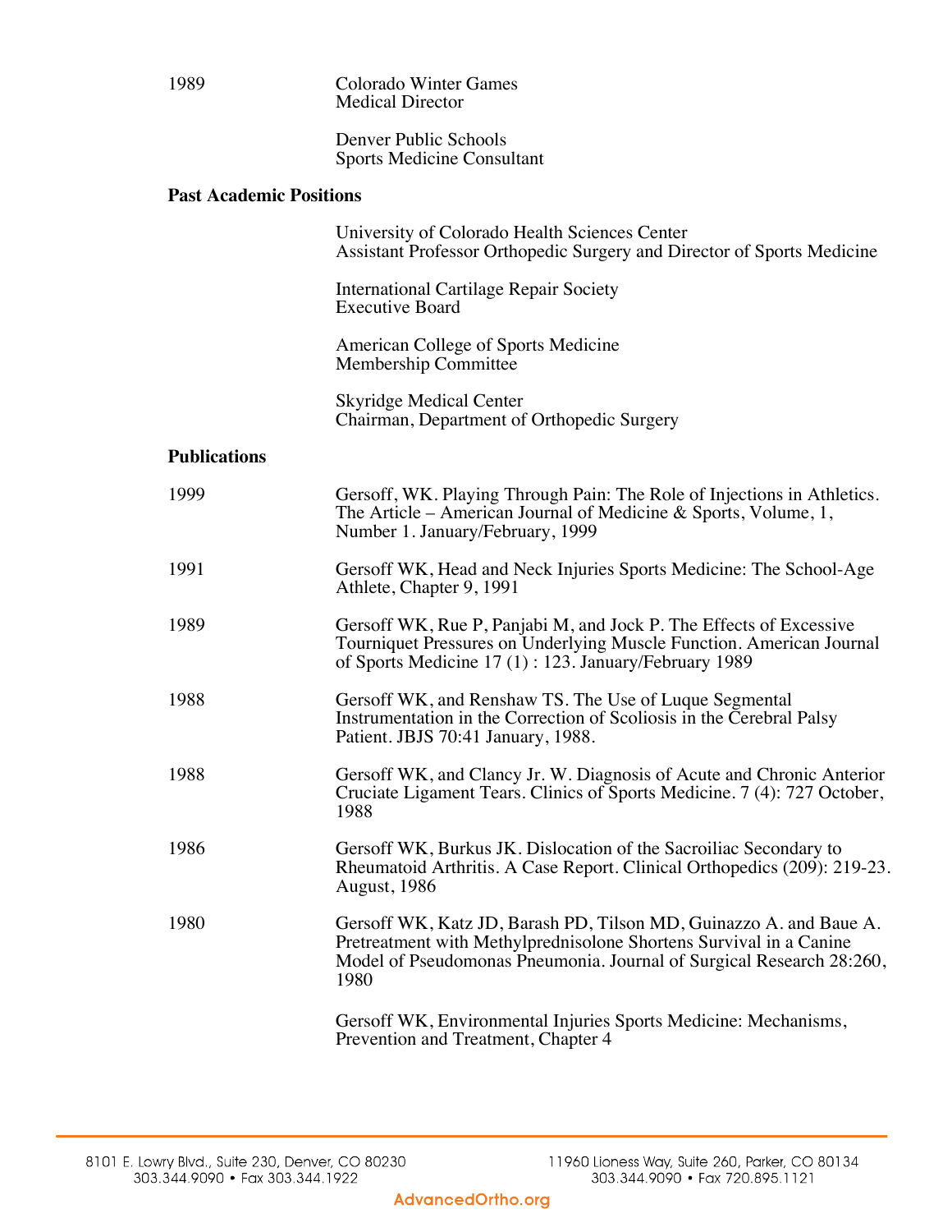| | |
|---|---|
| 1989 | Colorado Winter Games<br>Medical Director |
| | Denver Public Schools<br>Sports Medicine Consultant |

**Past Academic Positions**

University of Colorado Health Sciences Center
Assistant Professor Orthopedic Surgery and Director of Sports Medicine

International Cartilage Repair Society
Executive Board

American College of Sports Medicine
Membership Committee

Skyridge Medical Center
Chairman, Department of Orthopedic Surgery

**Publications**

| | |
|---|---|
| 1999 | Gersoff, WK. Playing Through Pain: The Role of Injections in Athletics. The Article – American Journal of Medicine & Sports, Volume, 1, Number 1. January/February, 1999 |
| 1991 | Gersoff WK, Head and Neck Injuries Sports Medicine: The School-Age Athlete, Chapter 9, 1991 |
| 1989 | Gersoff WK, Rue P, Panjabi M, and Jock P. The Effects of Excessive Tourniquet Pressures on Underlying Muscle Function. American Journal of Sports Medicine 17 (1) : 123. January/February 1989 |
| 1988 | Gersoff WK, and Renshaw TS. The Use of Luque Segmental Instrumentation in the Correction of Scoliosis in the Cerebral Palsy Patient. JBJS 70:41 January, 1988. |
| 1988 | Gersoff WK, and Clancy Jr. W. Diagnosis of Acute and Chronic Anterior Cruciate Ligament Tears. Clinics of Sports Medicine. 7 (4): 727 October, 1988 |
| 1986 | Gersoff WK, Burkus JK. Dislocation of the Sacroiliac Secondary to Rheumatoid Arthritis. A Case Report. Clinical Orthopedics (209): 219-23. August, 1986 |
| 1980 | Gersoff WK, Katz JD, Barash PD, Tilson MD, Guinazzo A. and Baue A. Pretreatment with Methylprednisolone Shortens Survival in a Canine Model of Pseudomonas Pneumonia. Journal of Surgical Research 28:260, 1980 |
| | Gersoff WK, Environmental Injuries Sports Medicine: Mechanisms, Prevention and Treatment, Chapter 4 |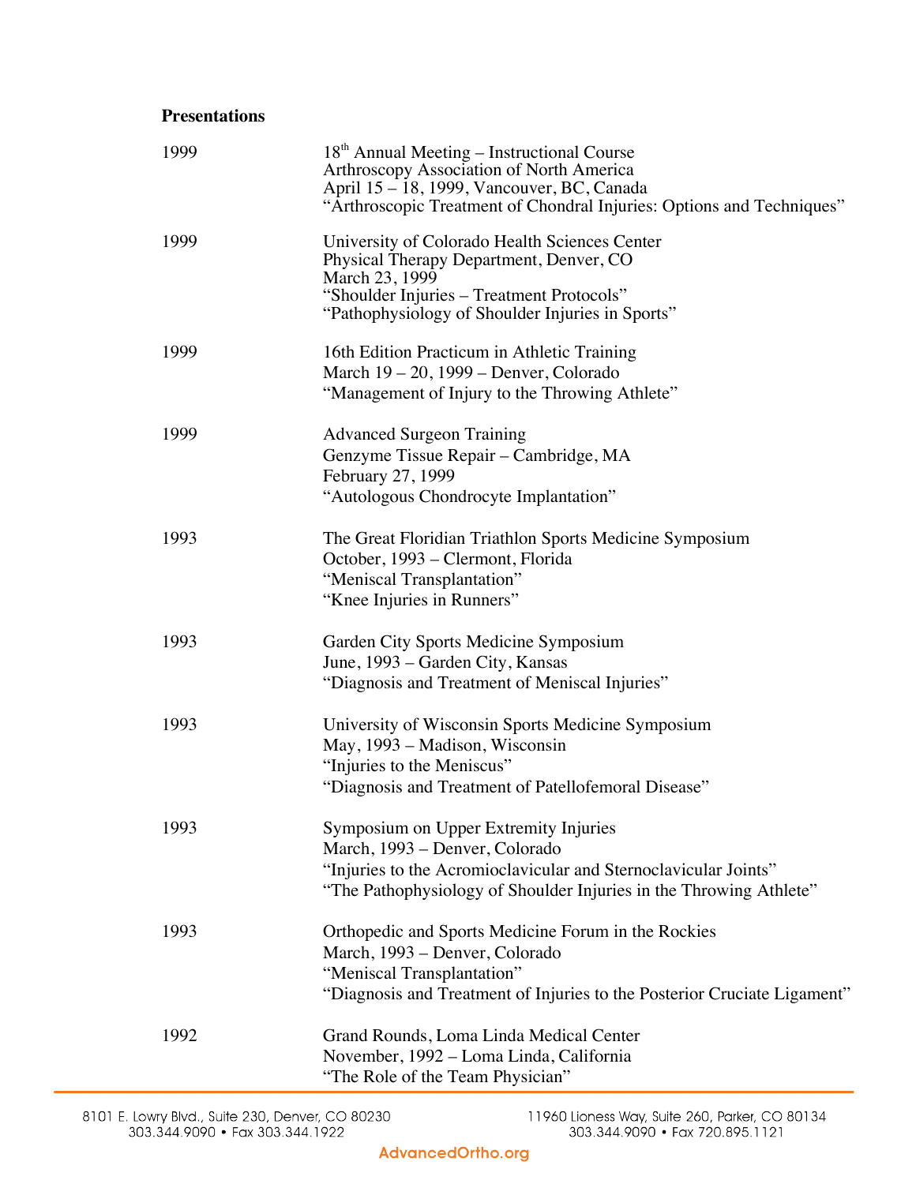**Presentations**

1999 — 18th Annual Meeting – Instructional Course
Arthroscopy Association of North America
April 15 – 18, 1999, Vancouver, BC, Canada
"Arthroscopic Treatment of Chondral Injuries: Options and Techniques"

1999 — University of Colorado Health Sciences Center
Physical Therapy Department, Denver, CO
March 23, 1999
"Shoulder Injuries – Treatment Protocols"
"Pathophysiology of Shoulder Injuries in Sports"

1999 — 16th Edition Practicum in Athletic Training
March 19 – 20, 1999 – Denver, Colorado
"Management of Injury to the Throwing Athlete"

1999 — Advanced Surgeon Training
Genzyme Tissue Repair – Cambridge, MA
February 27, 1999
"Autologous Chondrocyte Implantation"

1993 — The Great Floridian Triathlon Sports Medicine Symposium
October, 1993 – Clermont, Florida
"Meniscal Transplantation"
"Knee Injuries in Runners"

1993 — Garden City Sports Medicine Symposium
June, 1993 – Garden City, Kansas
"Diagnosis and Treatment of Meniscal Injuries"

1993 — University of Wisconsin Sports Medicine Symposium
May, 1993 – Madison, Wisconsin
"Injuries to the Meniscus"
"Diagnosis and Treatment of Patellofemoral Disease"

1993 — Symposium on Upper Extremity Injuries
March, 1993 – Denver, Colorado
"Injuries to the Acromioclavicular and Sternoclavicular Joints"
"The Pathophysiology of Shoulder Injuries in the Throwing Athlete"

1993 — Orthopedic and Sports Medicine Forum in the Rockies
March, 1993 – Denver, Colorado
"Meniscal Transplantation"
"Diagnosis and Treatment of Injuries to the Posterior Cruciate Ligament"

1992 — Grand Rounds, Loma Linda Medical Center
November, 1992 – Loma Linda, California
"The Role of the Team Physician"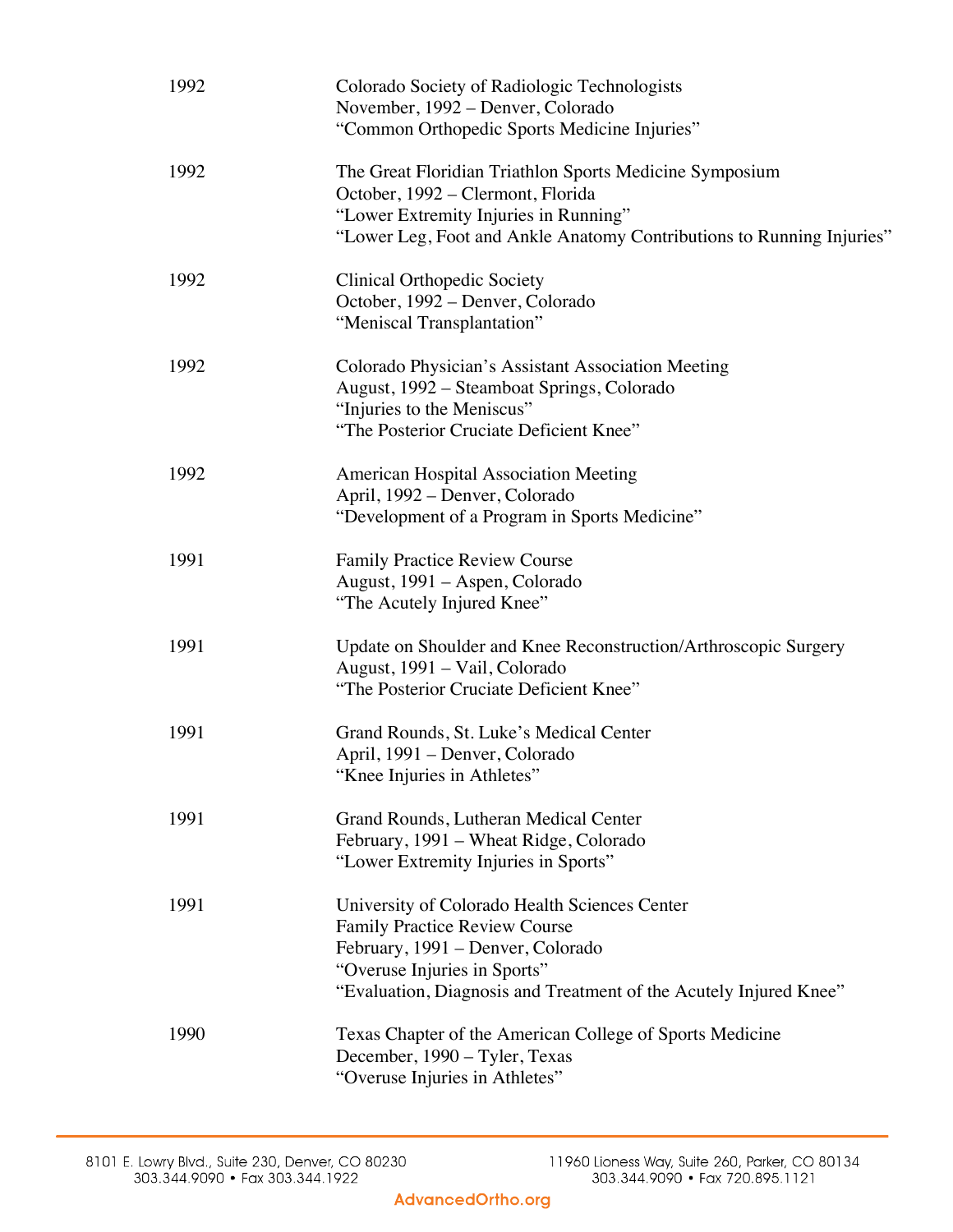| | |
|---|---|
| 1992 | Colorado Society of Radiologic Technologists<br>November, 1992 – Denver, Colorado<br>“Common Orthopedic Sports Medicine Injuries” |
| 1992 | The Great Floridian Triathlon Sports Medicine Symposium<br>October, 1992 – Clermont, Florida<br>“Lower Extremity Injuries in Running”<br>“Lower Leg, Foot and Ankle Anatomy Contributions to Running Injuries” |
| 1992 | Clinical Orthopedic Society<br>October, 1992 – Denver, Colorado<br>“Meniscal Transplantation” |
| 1992 | Colorado Physician’s Assistant Association Meeting<br>August, 1992 – Steamboat Springs, Colorado<br>“Injuries to the Meniscus”<br>“The Posterior Cruciate Deficient Knee” |
| 1992 | American Hospital Association Meeting<br>April, 1992 – Denver, Colorado<br>“Development of a Program in Sports Medicine” |
| 1991 | Family Practice Review Course<br>August, 1991 – Aspen, Colorado<br>“The Acutely Injured Knee” |
| 1991 | Update on Shoulder and Knee Reconstruction/Arthroscopic Surgery<br>August, 1991 – Vail, Colorado<br>“The Posterior Cruciate Deficient Knee” |
| 1991 | Grand Rounds, St. Luke’s Medical Center<br>April, 1991 – Denver, Colorado<br>“Knee Injuries in Athletes” |
| 1991 | Grand Rounds, Lutheran Medical Center<br>February, 1991 – Wheat Ridge, Colorado<br>“Lower Extremity Injuries in Sports” |
| 1991 | University of Colorado Health Sciences Center<br>Family Practice Review Course<br>February, 1991 – Denver, Colorado<br>“Overuse Injuries in Sports”<br>“Evaluation, Diagnosis and Treatment of the Acutely Injured Knee” |
| 1990 | Texas Chapter of the American College of Sports Medicine<br>December, 1990 – Tyler, Texas<br>“Overuse Injuries in Athletes” |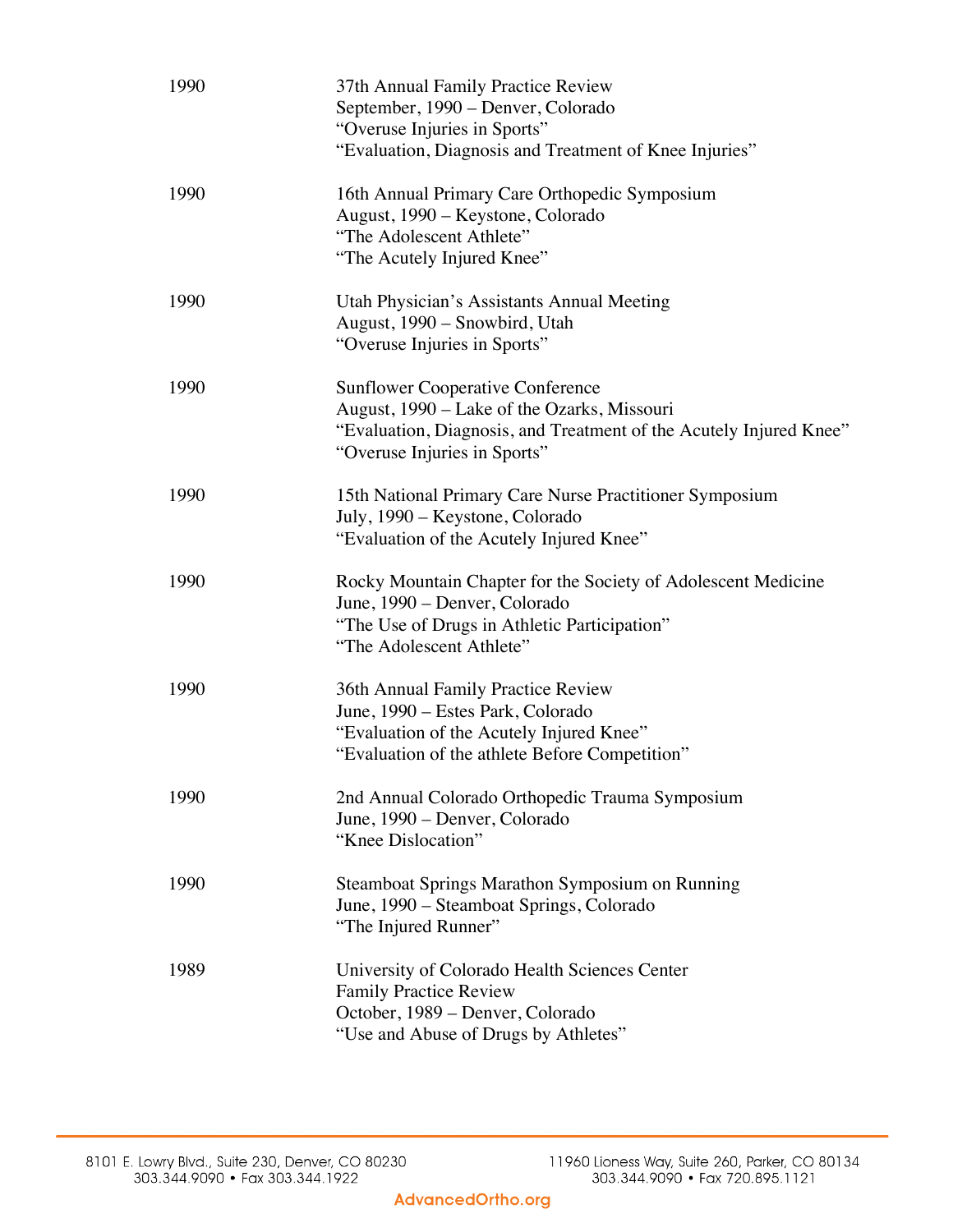| | |
|---|---|
| 1990 | 37th Annual Family Practice Review<br>September, 1990 – Denver, Colorado<br>"Overuse Injuries in Sports"<br>"Evaluation, Diagnosis and Treatment of Knee Injuries" |
| 1990 | 16th Annual Primary Care Orthopedic Symposium<br>August, 1990 – Keystone, Colorado<br>"The Adolescent Athlete"<br>"The Acutely Injured Knee" |
| 1990 | Utah Physician's Assistants Annual Meeting<br>August, 1990 – Snowbird, Utah<br>"Overuse Injuries in Sports" |
| 1990 | Sunflower Cooperative Conference<br>August, 1990 – Lake of the Ozarks, Missouri<br>"Evaluation, Diagnosis, and Treatment of the Acutely Injured Knee"<br>"Overuse Injuries in Sports" |
| 1990 | 15th National Primary Care Nurse Practitioner Symposium<br>July, 1990 – Keystone, Colorado<br>"Evaluation of the Acutely Injured Knee" |
| 1990 | Rocky Mountain Chapter for the Society of Adolescent Medicine<br>June, 1990 – Denver, Colorado<br>"The Use of Drugs in Athletic Participation"<br>"The Adolescent Athlete" |
| 1990 | 36th Annual Family Practice Review<br>June, 1990 – Estes Park, Colorado<br>"Evaluation of the Acutely Injured Knee"<br>"Evaluation of the athlete Before Competition" |
| 1990 | 2nd Annual Colorado Orthopedic Trauma Symposium<br>June, 1990 – Denver, Colorado<br>"Knee Dislocation" |
| 1990 | Steamboat Springs Marathon Symposium on Running<br>June, 1990 – Steamboat Springs, Colorado<br>"The Injured Runner" |
| 1989 | University of Colorado Health Sciences Center<br>Family Practice Review<br>October, 1989 – Denver, Colorado<br>"Use and Abuse of Drugs by Athletes" |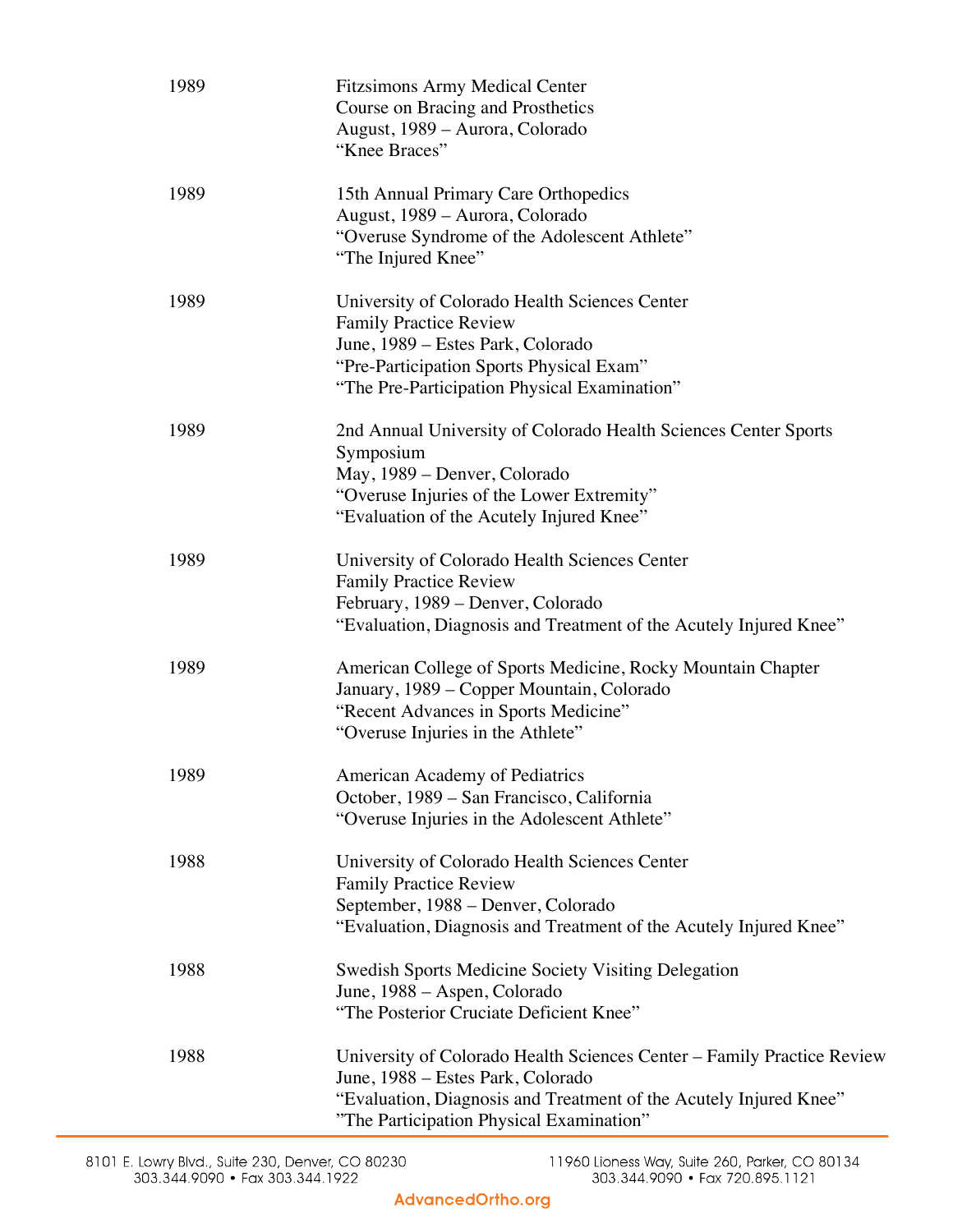| | |
|---|---|
| 1989 | Fitzsimons Army Medical Center<br>Course on Bracing and Prosthetics<br>August, 1989 – Aurora, Colorado<br>“Knee Braces” |
| 1989 | 15th Annual Primary Care Orthopedics<br>August, 1989 – Aurora, Colorado<br>“Overuse Syndrome of the Adolescent Athlete”<br>“The Injured Knee” |
| 1989 | University of Colorado Health Sciences Center<br>Family Practice Review<br>June, 1989 – Estes Park, Colorado<br>“Pre-Participation Sports Physical Exam”<br>“The Pre-Participation Physical Examination” |
| 1989 | 2nd Annual University of Colorado Health Sciences Center Sports Symposium<br>May, 1989 – Denver, Colorado<br>“Overuse Injuries of the Lower Extremity”<br>“Evaluation of the Acutely Injured Knee” |
| 1989 | University of Colorado Health Sciences Center<br>Family Practice Review<br>February, 1989 – Denver, Colorado<br>“Evaluation, Diagnosis and Treatment of the Acutely Injured Knee” |
| 1989 | American College of Sports Medicine, Rocky Mountain Chapter<br>January, 1989 – Copper Mountain, Colorado<br>“Recent Advances in Sports Medicine”<br>“Overuse Injuries in the Athlete” |
| 1989 | American Academy of Pediatrics<br>October, 1989 – San Francisco, California<br>“Overuse Injuries in the Adolescent Athlete” |
| 1988 | University of Colorado Health Sciences Center<br>Family Practice Review<br>September, 1988 – Denver, Colorado<br>“Evaluation, Diagnosis and Treatment of the Acutely Injured Knee” |
| 1988 | Swedish Sports Medicine Society Visiting Delegation<br>June, 1988 – Aspen, Colorado<br>“The Posterior Cruciate Deficient Knee” |
| 1988 | University of Colorado Health Sciences Center – Family Practice Review<br>June, 1988 – Estes Park, Colorado<br>“Evaluation, Diagnosis and Treatment of the Acutely Injured Knee”<br>”The Participation Physical Examination” |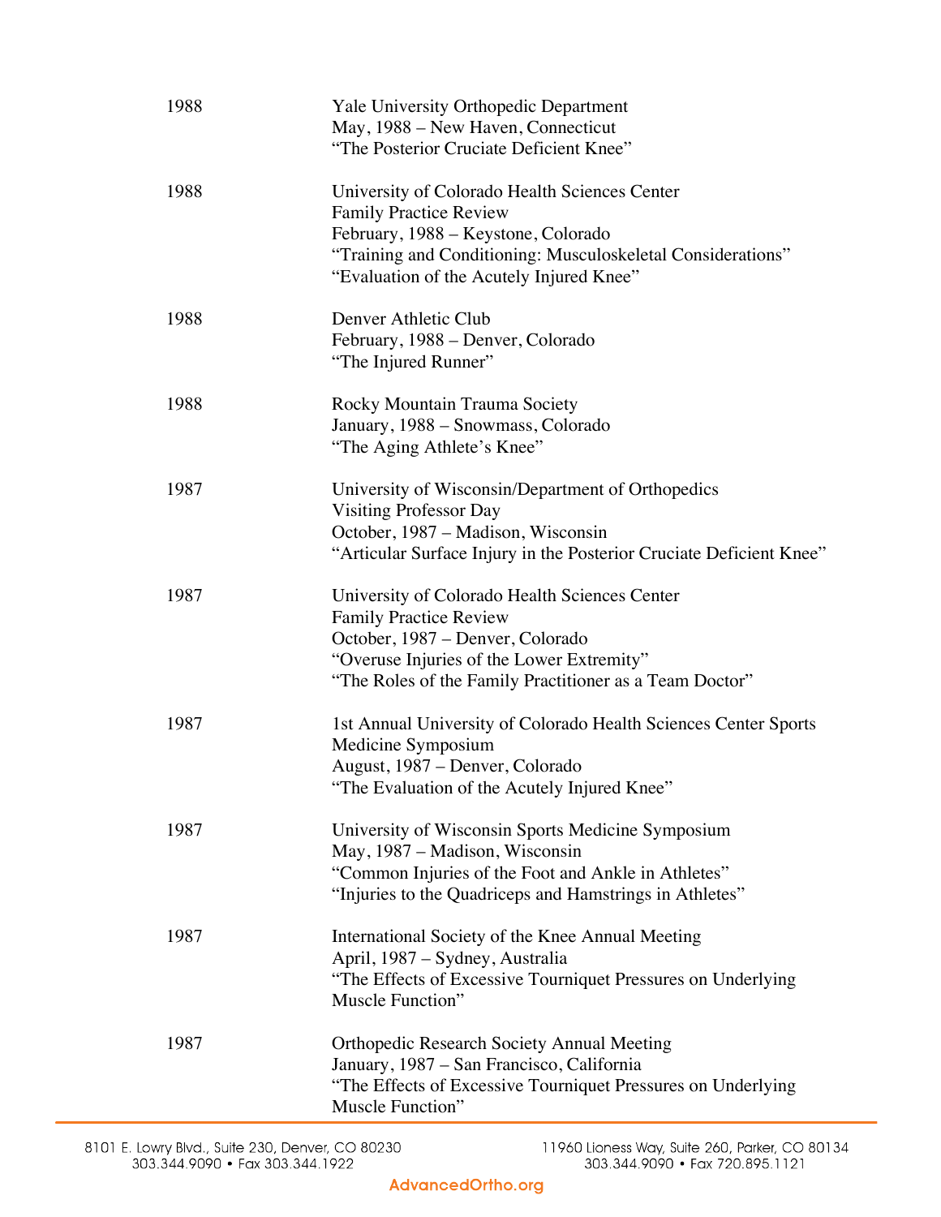1988 Yale University Orthopedic Department
May, 1988 – New Haven, Connecticut
"The Posterior Cruciate Deficient Knee"

1988 University of Colorado Health Sciences Center
Family Practice Review
February, 1988 – Keystone, Colorado
"Training and Conditioning: Musculoskeletal Considerations"
"Evaluation of the Acutely Injured Knee"

1988 Denver Athletic Club
February, 1988 – Denver, Colorado
"The Injured Runner"

1988 Rocky Mountain Trauma Society
January, 1988 – Snowmass, Colorado
"The Aging Athlete's Knee"

1987 University of Wisconsin/Department of Orthopedics
Visiting Professor Day
October, 1987 – Madison, Wisconsin
"Articular Surface Injury in the Posterior Cruciate Deficient Knee"

1987 University of Colorado Health Sciences Center
Family Practice Review
October, 1987 – Denver, Colorado
"Overuse Injuries of the Lower Extremity"
"The Roles of the Family Practitioner as a Team Doctor"

1987 1st Annual University of Colorado Health Sciences Center Sports Medicine Symposium
August, 1987 – Denver, Colorado
"The Evaluation of the Acutely Injured Knee"

1987 University of Wisconsin Sports Medicine Symposium
May, 1987 – Madison, Wisconsin
"Common Injuries of the Foot and Ankle in Athletes"
"Injuries to the Quadriceps and Hamstrings in Athletes"

1987 International Society of the Knee Annual Meeting
April, 1987 – Sydney, Australia
"The Effects of Excessive Tourniquet Pressures on Underlying Muscle Function"

1987 Orthopedic Research Society Annual Meeting
January, 1987 – San Francisco, California
"The Effects of Excessive Tourniquet Pressures on Underlying Muscle Function"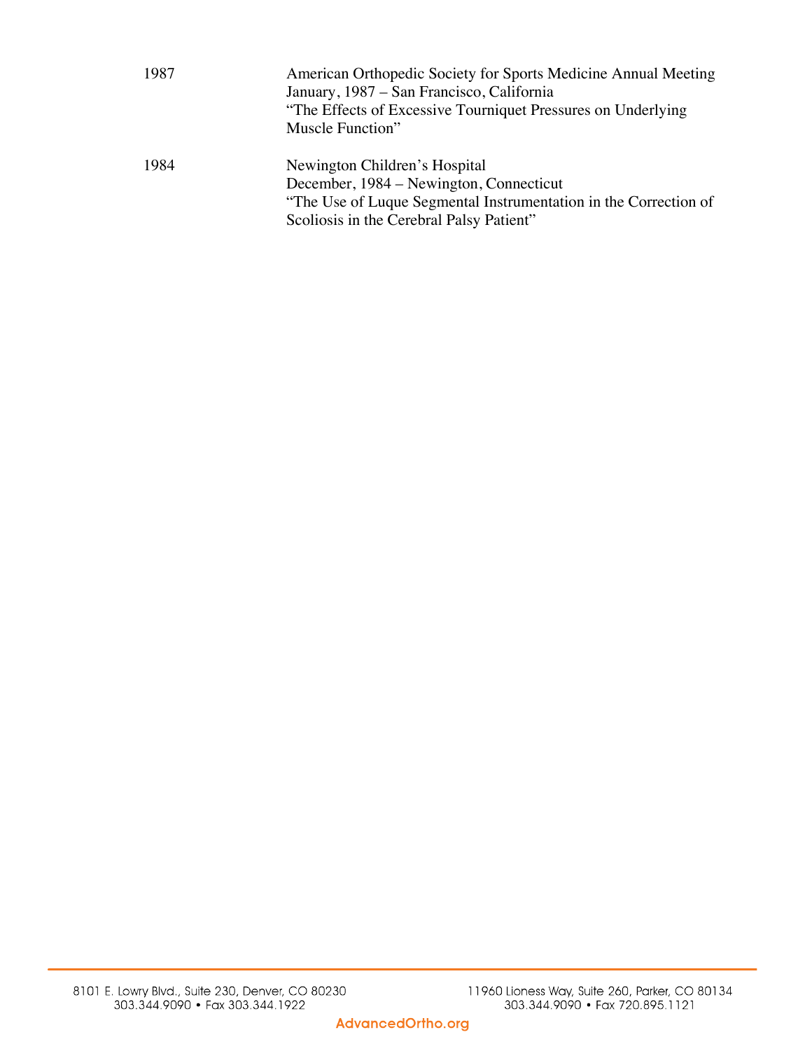| | |
|---|---|
| 1987 | American Orthopedic Society for Sports Medicine Annual Meeting<br>January, 1987 – San Francisco, California<br>"The Effects of Excessive Tourniquet Pressures on Underlying Muscle Function" |
| 1984 | Newington Children's Hospital<br>December, 1984 – Newington, Connecticut<br>"The Use of Luque Segmental Instrumentation in the Correction of Scoliosis in the Cerebral Palsy Patient" |